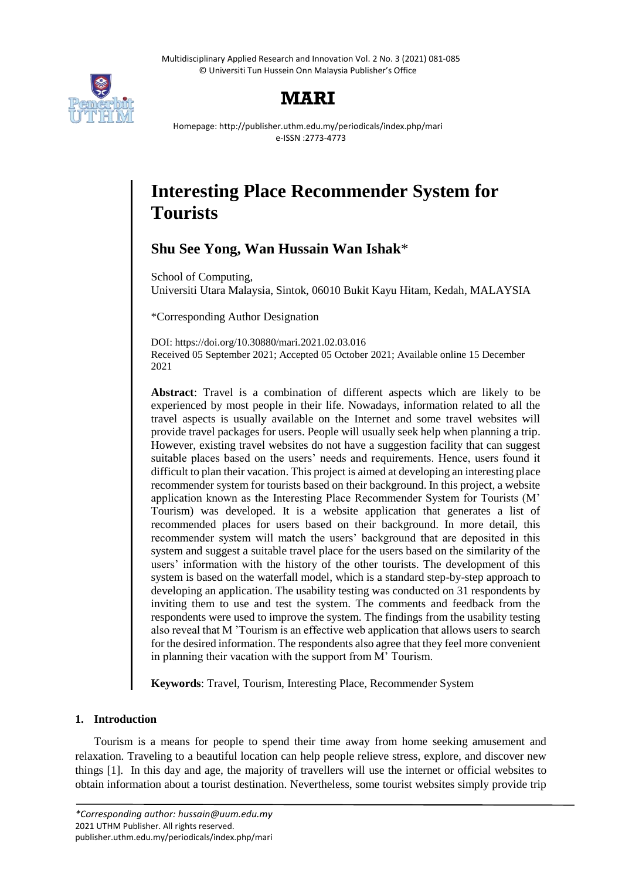# Interesting Place Recommender System for Tourists

**Shu See Yong, Wan Hussain Wan Ishak***

School of Computing,
Universiti Utara Malaysia, Sintok, 06010 Bukit Kayu Hitam, Kedah, MALAYSIA

*Corresponding Author Designation

DOI: https://doi.org/10.30880/mari.2021.02.03.016
Received 05 September 2021; Accepted 05 October 2021; Available online 15 December 2021

**Abstract**: Travel is a combination of different aspects which are likely to be experienced by most people in their life. Nowadays, information related to all the travel aspects is usually available on the Internet and some travel websites will provide travel packages for users. People will usually seek help when planning a trip. However, existing travel websites do not have a suggestion facility that can suggest suitable places based on the users' needs and requirements. Hence, users found it difficult to plan their vacation. This project is aimed at developing an interesting place recommender system for tourists based on their background. In this project, a website application known as the Interesting Place Recommender System for Tourists (M' Tourism) was developed. It is a website application that generates a list of recommended places for users based on their background. In more detail, this recommender system will match the users' background that are deposited in this system and suggest a suitable travel place for the users based on the similarity of the users' information with the history of the other tourists. The development of this system is based on the waterfall model, which is a standard step-by-step approach to developing an application. The usability testing was conducted on 31 respondents by inviting them to use and test the system. The comments and feedback from the respondents were used to improve the system. The findings from the usability testing also reveal that M 'Tourism is an effective web application that allows users to search for the desired information. The respondents also agree that they feel more convenient in planning their vacation with the support from M' Tourism.

**Keywords**: Travel, Tourism, Interesting Place, Recommender System

## 1. Introduction

Tourism is a means for people to spend their time away from home seeking amusement and relaxation. Traveling to a beautiful location can help people relieve stress, explore, and discover new things [1]. In this day and age, the majority of travellers will use the internet or official websites to obtain information about a tourist destination. Nevertheless, some tourist websites simply provide trip

*Corresponding author: hussain@uum.edu.my*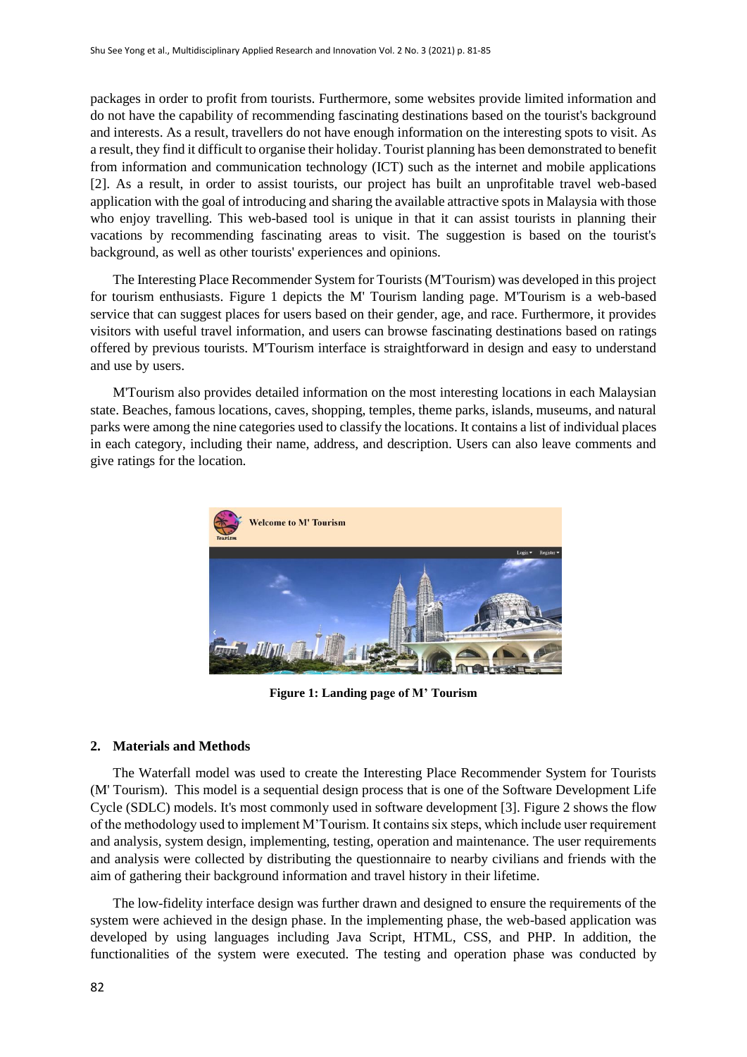packages in order to profit from tourists. Furthermore, some websites provide limited information and do not have the capability of recommending fascinating destinations based on the tourist's background and interests. As a result, travellers do not have enough information on the interesting spots to visit. As a result, they find it difficult to organise their holiday. Tourist planning has been demonstrated to benefit from information and communication technology (ICT) such as the internet and mobile applications [2]. As a result, in order to assist tourists, our project has built an unprofitable travel web-based application with the goal of introducing and sharing the available attractive spots in Malaysia with those who enjoy travelling. This web-based tool is unique in that it can assist tourists in planning their vacations by recommending fascinating areas to visit. The suggestion is based on the tourist's background, as well as other tourists' experiences and opinions.

The Interesting Place Recommender System for Tourists (M'Tourism) was developed in this project for tourism enthusiasts. Figure 1 depicts the M' Tourism landing page. M'Tourism is a web-based service that can suggest places for users based on their gender, age, and race. Furthermore, it provides visitors with useful travel information, and users can browse fascinating destinations based on ratings offered by previous tourists. M'Tourism interface is straightforward in design and easy to understand and use by users.

M'Tourism also provides detailed information on the most interesting locations in each Malaysian state. Beaches, famous locations, caves, shopping, temples, theme parks, islands, museums, and natural parks were among the nine categories used to classify the locations. It contains a list of individual places in each category, including their name, address, and description. Users can also leave comments and give ratings for the location.

**Figure 1: Landing page of M' Tourism**

## 2. Materials and Methods

The Waterfall model was used to create the Interesting Place Recommender System for Tourists (M' Tourism). This model is a sequential design process that is one of the Software Development Life Cycle (SDLC) models. It's most commonly used in software development [3]. Figure 2 shows the flow of the methodology used to implement M'Tourism. It contains six steps, which include user requirement and analysis, system design, implementing, testing, operation and maintenance. The user requirements and analysis were collected by distributing the questionnaire to nearby civilians and friends with the aim of gathering their background information and travel history in their lifetime.

The low-fidelity interface design was further drawn and designed to ensure the requirements of the system were achieved in the design phase. In the implementing phase, the web-based application was developed by using languages including Java Script, HTML, CSS, and PHP. In addition, the functionalities of the system were executed. The testing and operation phase was conducted by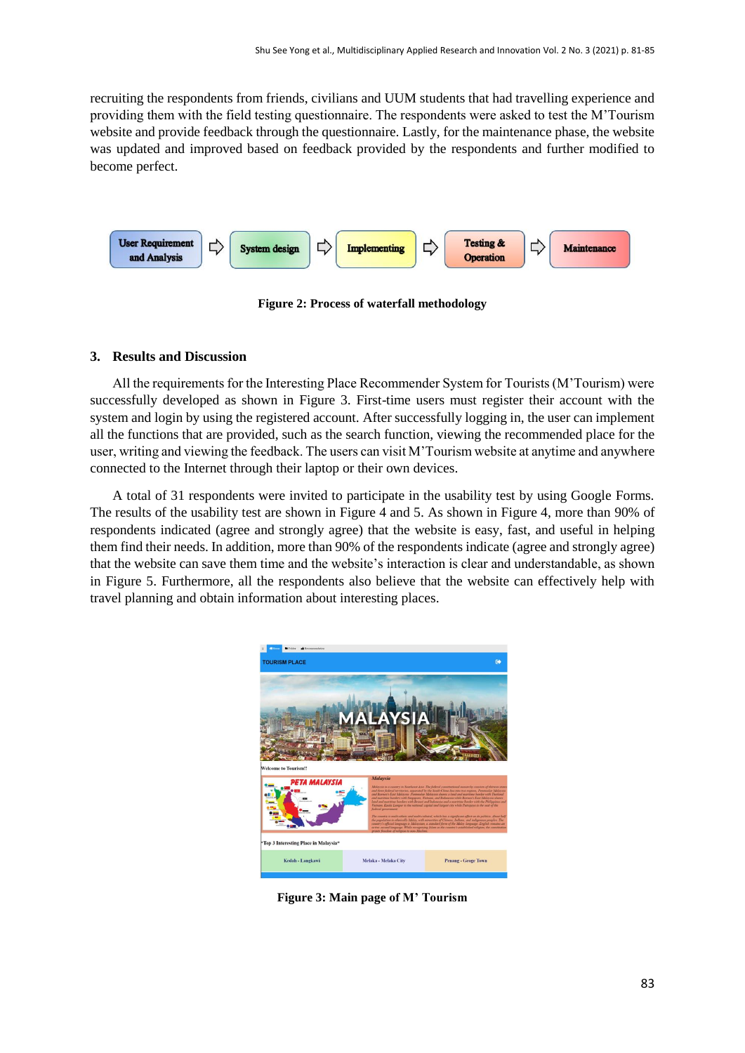recruiting the respondents from friends, civilians and UUM students that had travelling experience and providing them with the field testing questionnaire. The respondents were asked to test the M'Tourism website and provide feedback through the questionnaire. Lastly, for the maintenance phase, the website was updated and improved based on feedback provided by the respondents and further modified to become perfect.

User Requirement and Analysis ⇨ System design ⇨ Implementing ⇨ Testing & Operation ⇨ Maintenance

**Figure 2: Process of waterfall methodology**

## 3. Results and Discussion

All the requirements for the Interesting Place Recommender System for Tourists (M'Tourism) were successfully developed as shown in Figure 3. First-time users must register their account with the system and login by using the registered account. After successfully logging in, the user can implement all the functions that are provided, such as the search function, viewing the recommended place for the user, writing and viewing the feedback. The users can visit M'Tourism website at anytime and anywhere connected to the Internet through their laptop or their own devices.

A total of 31 respondents were invited to participate in the usability test by using Google Forms. The results of the usability test are shown in Figure 4 and 5. As shown in Figure 4, more than 90% of respondents indicated (agree and strongly agree) that the website is easy, fast, and useful in helping them find their needs. In addition, more than 90% of the respondents indicate (agree and strongly agree) that the website can save them time and the website's interaction is clear and understandable, as shown in Figure 5. Furthermore, all the respondents also believe that the website can effectively help with travel planning and obtain information about interesting places.

**Figure 3: Main page of M' Tourism**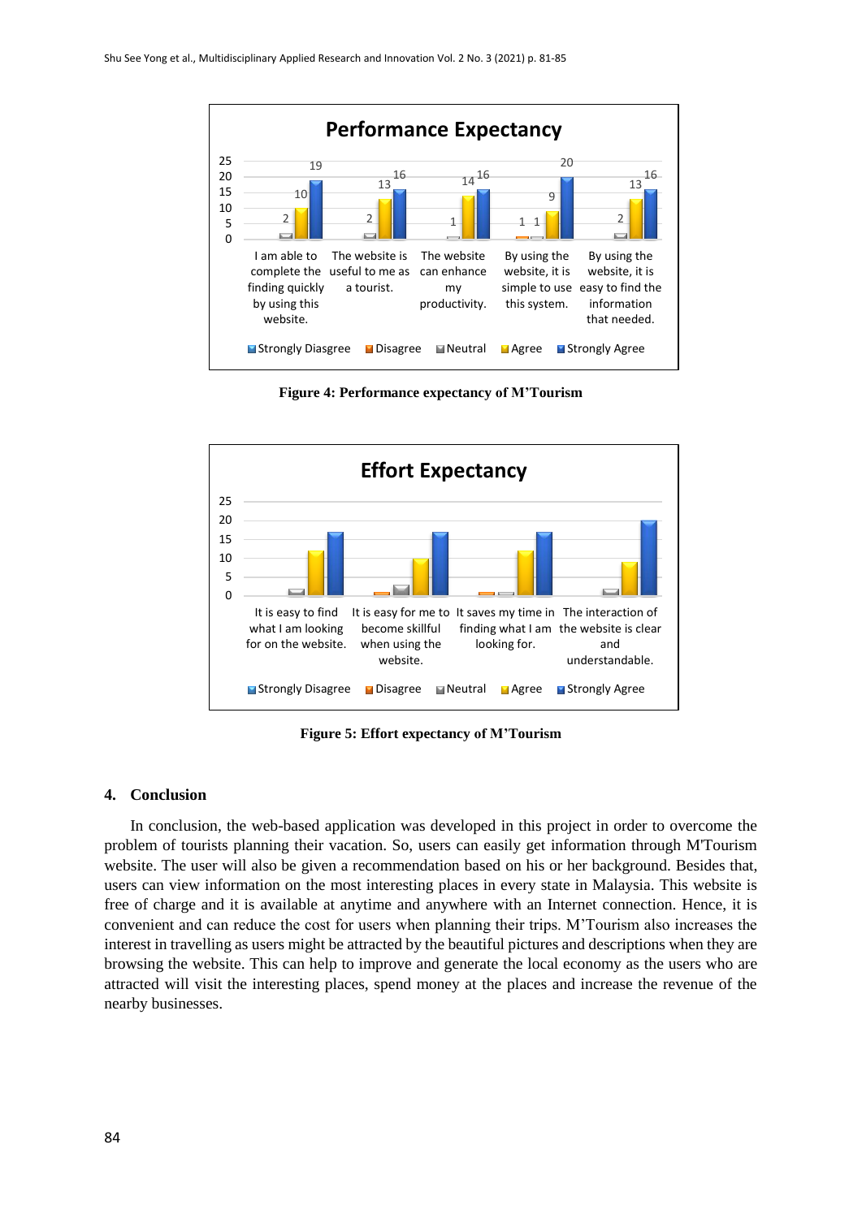**Figure 4: Performance expectancy of M'Tourism**

**Figure 5: Effort expectancy of M'Tourism**

## 4. Conclusion

In conclusion, the web-based application was developed in this project in order to overcome the problem of tourists planning their vacation. So, users can easily get information through M'Tourism website. The user will also be given a recommendation based on his or her background. Besides that, users can view information on the most interesting places in every state in Malaysia. This website is free of charge and it is available at anytime and anywhere with an Internet connection. Hence, it is convenient and can reduce the cost for users when planning their trips. M'Tourism also increases the interest in travelling as users might be attracted by the beautiful pictures and descriptions when they are browsing the website. This can help to improve and generate the local economy as the users who are attracted will visit the interesting places, spend money at the places and increase the revenue of the nearby businesses.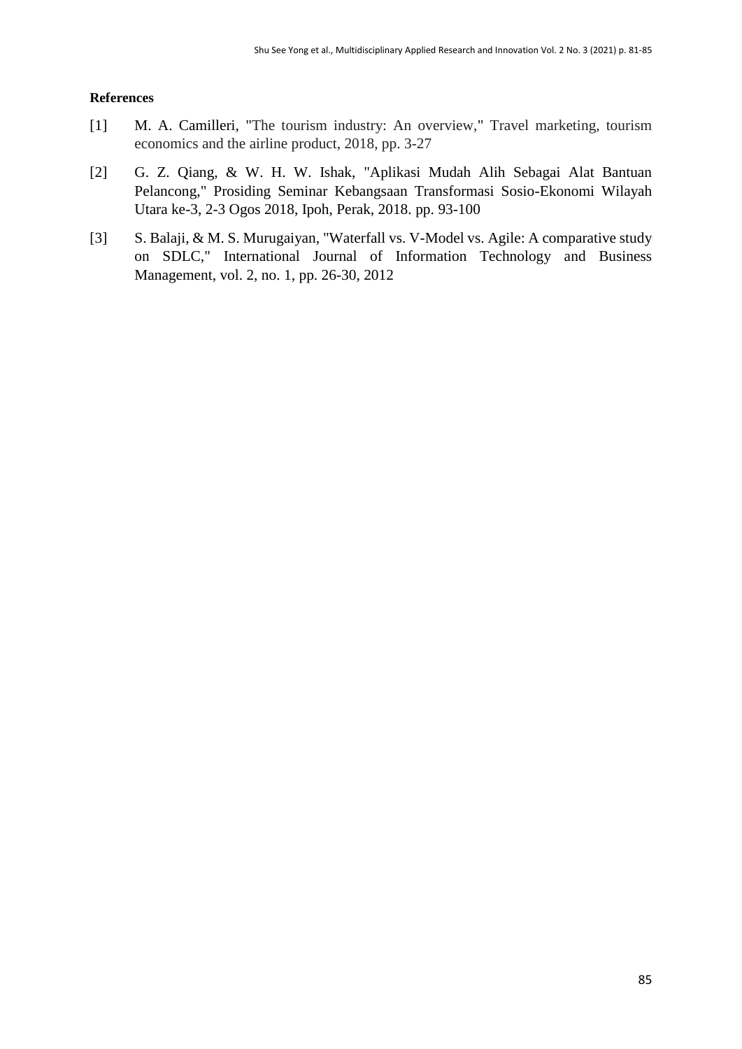**References**

[1] M. A. Camilleri, "The tourism industry: An overview," Travel marketing, tourism economics and the airline product, 2018, pp. 3-27

[2] G. Z. Qiang, & W. H. W. Ishak, "Aplikasi Mudah Alih Sebagai Alat Bantuan Pelancong," Prosiding Seminar Kebangsaan Transformasi Sosio-Ekonomi Wilayah Utara ke-3, 2-3 Ogos 2018, Ipoh, Perak, 2018. pp. 93-100

[3] S. Balaji, & M. S. Murugaiyan, "Waterfall vs. V-Model vs. Agile: A comparative study on SDLC," International Journal of Information Technology and Business Management, vol. 2, no. 1, pp. 26-30, 2012